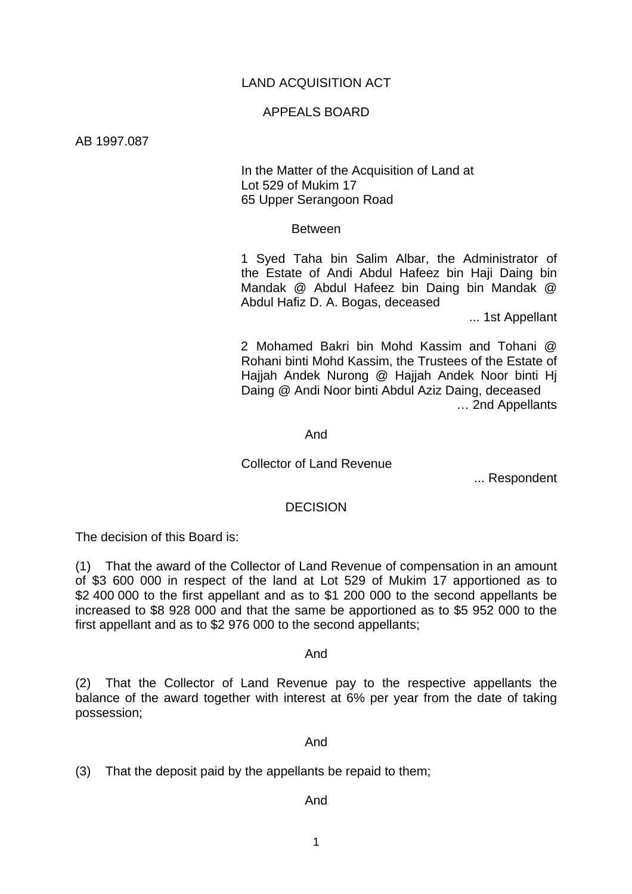LAND ACQUISITION ACT

APPEALS BOARD

AB 1997.087

In the Matter of the Acquisition of Land at
Lot 529 of Mukim 17
65 Upper Serangoon Road

Between

1 Syed Taha bin Salim Albar, the Administrator of the Estate of Andi Abdul Hafeez bin Haji Daing bin Mandak @ Abdul Hafeez bin Daing bin Mandak @ Abdul Hafiz D. A. Bogas, deceased

... 1st Appellant

2 Mohamed Bakri bin Mohd Kassim and Tohani @ Rohani binti Mohd Kassim, the Trustees of the Estate of Hajjah Andek Nurong @ Hajjah Andek Noor binti Hj Daing @ Andi Noor binti Abdul Aziz Daing, deceased

… 2nd Appellants

And

Collector of Land Revenue

... Respondent

DECISION

The decision of this Board is:

(1) That the award of the Collector of Land Revenue of compensation in an amount of $3 600 000 in respect of the land at Lot 529 of Mukim 17 apportioned as to $2 400 000 to the first appellant and as to $1 200 000 to the second appellants be increased to $8 928 000 and that the same be apportioned as to $5 952 000 to the first appellant and as to $2 976 000 to the second appellants;

And

(2) That the Collector of Land Revenue pay to the respective appellants the balance of the award together with interest at 6% per year from the date of taking possession;

And

(3) That the deposit paid by the appellants be repaid to them;

And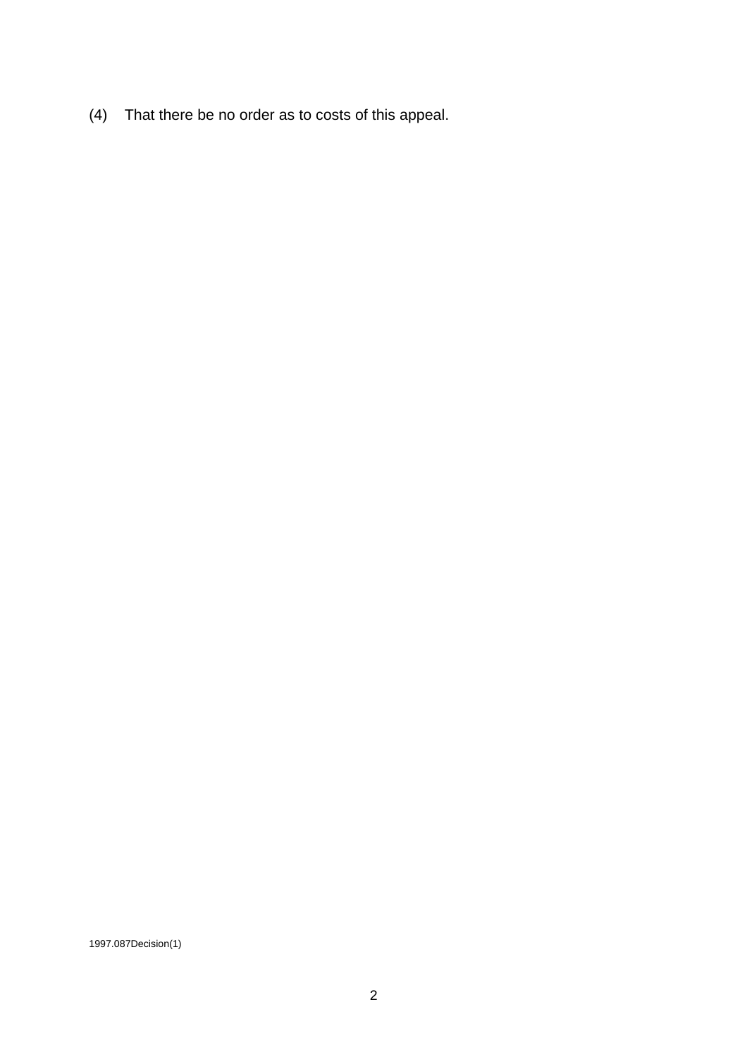(4) That there be no order as to costs of this appeal.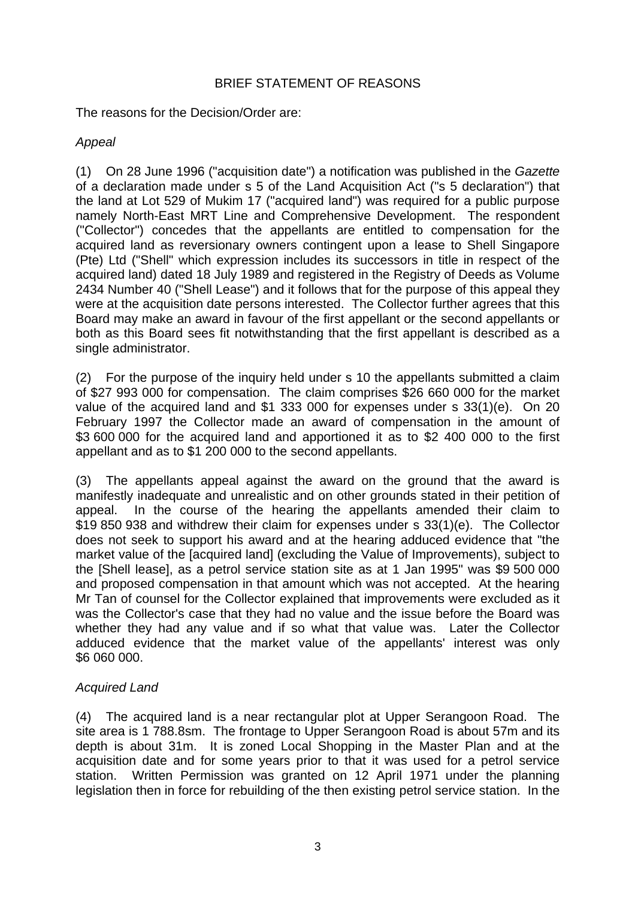## BRIEF STATEMENT OF REASONS

The reasons for the Decision/Order are:

*Appeal*

(1) On 28 June 1996 ("acquisition date") a notification was published in the *Gazette* of a declaration made under s 5 of the Land Acquisition Act ("s 5 declaration") that the land at Lot 529 of Mukim 17 ("acquired land") was required for a public purpose namely North-East MRT Line and Comprehensive Development. The respondent ("Collector") concedes that the appellants are entitled to compensation for the acquired land as reversionary owners contingent upon a lease to Shell Singapore (Pte) Ltd ("Shell" which expression includes its successors in title in respect of the acquired land) dated 18 July 1989 and registered in the Registry of Deeds as Volume 2434 Number 40 ("Shell Lease") and it follows that for the purpose of this appeal they were at the acquisition date persons interested. The Collector further agrees that this Board may make an award in favour of the first appellant or the second appellants or both as this Board sees fit notwithstanding that the first appellant is described as a single administrator.

(2) For the purpose of the inquiry held under s 10 the appellants submitted a claim of $27 993 000 for compensation. The claim comprises $26 660 000 for the market value of the acquired land and $1 333 000 for expenses under s 33(1)(e). On 20 February 1997 the Collector made an award of compensation in the amount of $3 600 000 for the acquired land and apportioned it as to $2 400 000 to the first appellant and as to $1 200 000 to the second appellants.

(3) The appellants appeal against the award on the ground that the award is manifestly inadequate and unrealistic and on other grounds stated in their petition of appeal. In the course of the hearing the appellants amended their claim to $19 850 938 and withdrew their claim for expenses under s 33(1)(e). The Collector does not seek to support his award and at the hearing adduced evidence that "the market value of the [acquired land] (excluding the Value of Improvements), subject to the [Shell lease], as a petrol service station site as at 1 Jan 1995" was $9 500 000 and proposed compensation in that amount which was not accepted. At the hearing Mr Tan of counsel for the Collector explained that improvements were excluded as it was the Collector's case that they had no value and the issue before the Board was whether they had any value and if so what that value was. Later the Collector adduced evidence that the market value of the appellants' interest was only $6 060 000.

*Acquired Land*

(4) The acquired land is a near rectangular plot at Upper Serangoon Road. The site area is 1 788.8sm. The frontage to Upper Serangoon Road is about 57m and its depth is about 31m. It is zoned Local Shopping in the Master Plan and at the acquisition date and for some years prior to that it was used for a petrol service station. Written Permission was granted on 12 April 1971 under the planning legislation then in force for rebuilding of the then existing petrol service station. In the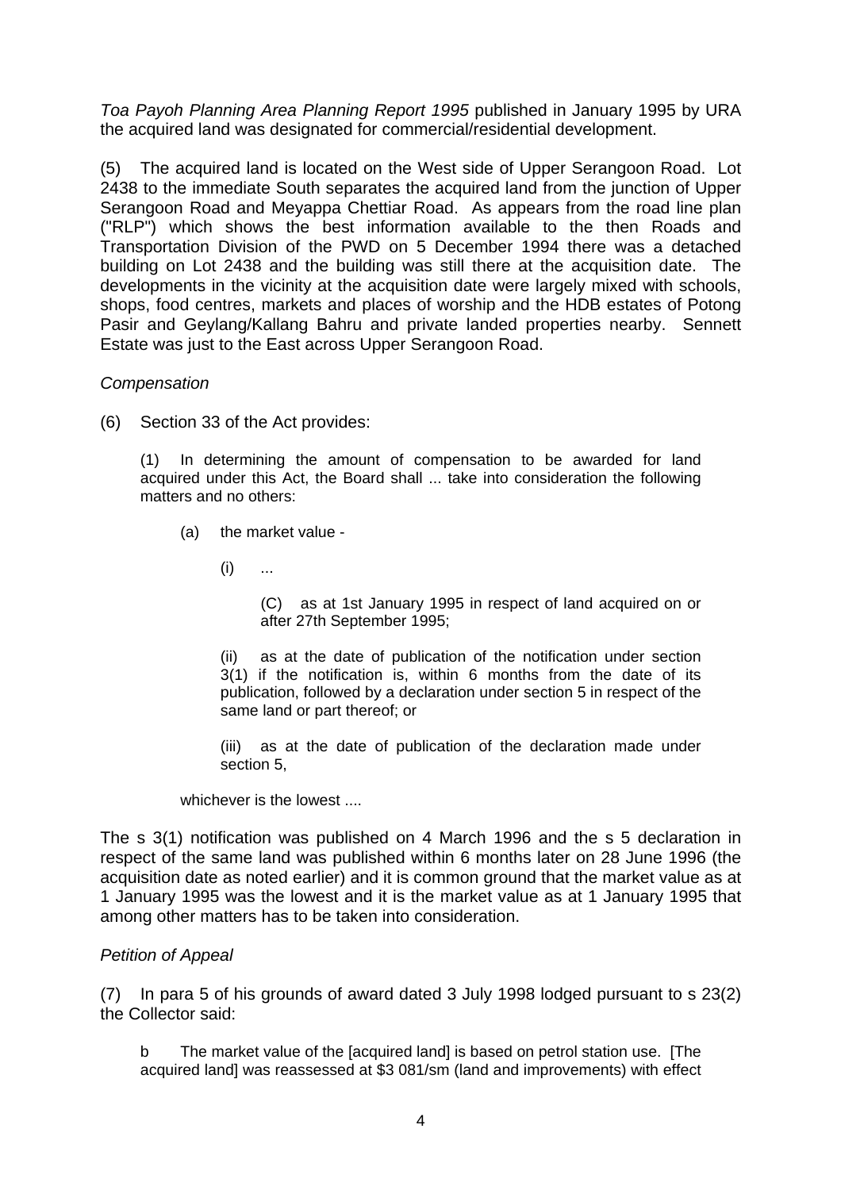*Toa Payoh Planning Area Planning Report 1995* published in January 1995 by URA the acquired land was designated for commercial/residential development.

(5) The acquired land is located on the West side of Upper Serangoon Road. Lot 2438 to the immediate South separates the acquired land from the junction of Upper Serangoon Road and Meyappa Chettiar Road. As appears from the road line plan ("RLP") which shows the best information available to the then Roads and Transportation Division of the PWD on 5 December 1994 there was a detached building on Lot 2438 and the building was still there at the acquisition date. The developments in the vicinity at the acquisition date were largely mixed with schools, shops, food centres, markets and places of worship and the HDB estates of Potong Pasir and Geylang/Kallang Bahru and private landed properties nearby. Sennett Estate was just to the East across Upper Serangoon Road.

*Compensation*

(6) Section 33 of the Act provides:

> (1) In determining the amount of compensation to be awarded for land acquired under this Act, the Board shall ... take into consideration the following matters and no others:
>
> (a) the market value -
>
> (i) ...
>
> (C) as at 1st January 1995 in respect of land acquired on or after 27th September 1995;
>
> (ii) as at the date of publication of the notification under section 3(1) if the notification is, within 6 months from the date of its publication, followed by a declaration under section 5 in respect of the same land or part thereof; or
>
> (iii) as at the date of publication of the declaration made under section 5,
>
> whichever is the lowest ....

The s 3(1) notification was published on 4 March 1996 and the s 5 declaration in respect of the same land was published within 6 months later on 28 June 1996 (the acquisition date as noted earlier) and it is common ground that the market value as at 1 January 1995 was the lowest and it is the market value as at 1 January 1995 that among other matters has to be taken into consideration.

*Petition of Appeal*

(7) In para 5 of his grounds of award dated 3 July 1998 lodged pursuant to s 23(2) the Collector said:

> b The market value of the [acquired land] is based on petrol station use. [The acquired land] was reassessed at $3 081/sm (land and improvements) with effect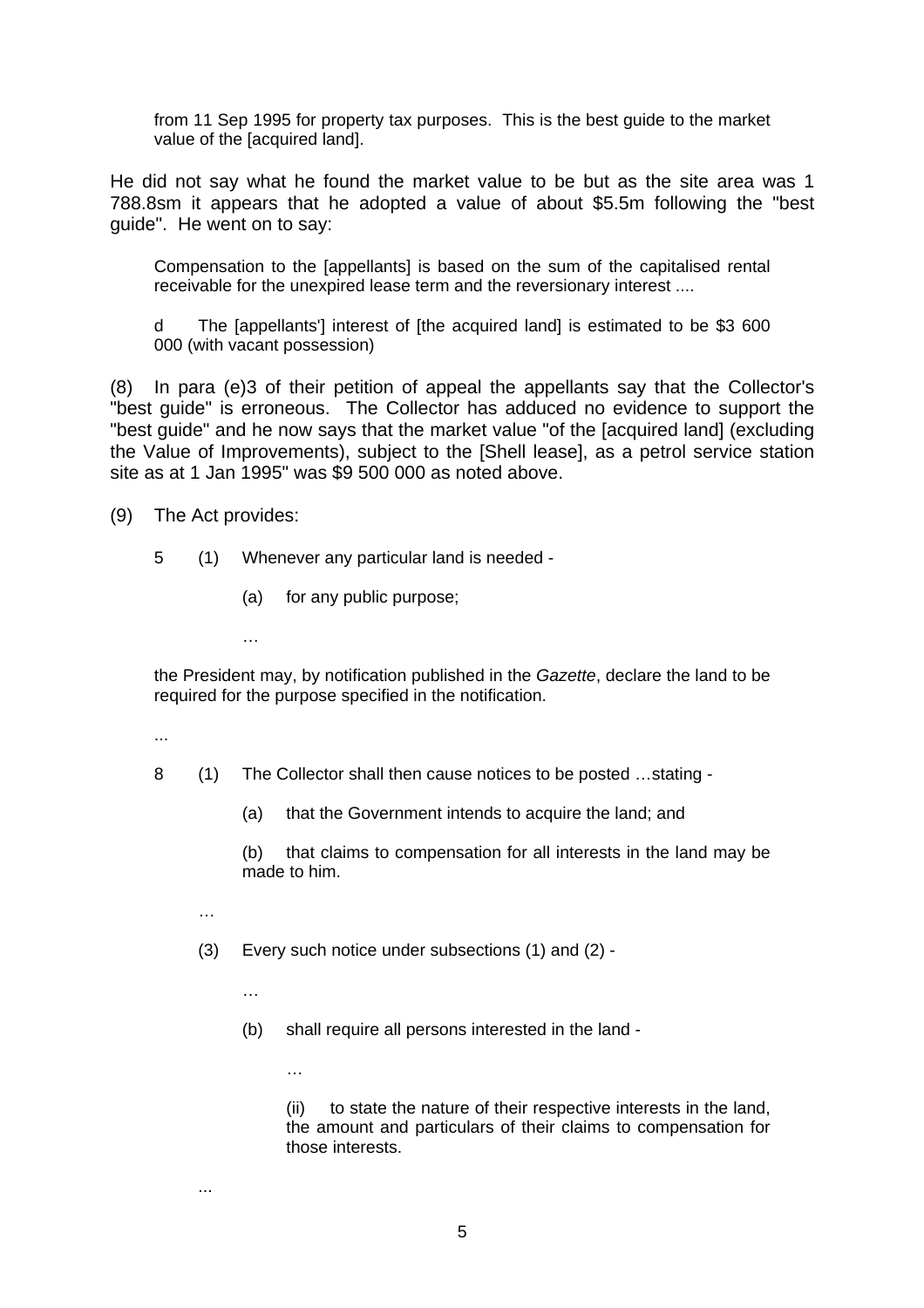> from 11 Sep 1995 for property tax purposes. This is the best guide to the market value of the [acquired land].

He did not say what he found the market value to be but as the site area was 1 788.8sm it appears that he adopted a value of about $5.5m following the "best guide". He went on to say:

> Compensation to the [appellants] is based on the sum of the capitalised rental receivable for the unexpired lease term and the reversionary interest ....
>
> d The [appellants'] interest of [the acquired land] is estimated to be $3 600 000 (with vacant possession)

(8) In para (e)3 of their petition of appeal the appellants say that the Collector's "best guide" is erroneous. The Collector has adduced no evidence to support the "best guide" and he now says that the market value "of the [acquired land] (excluding the Value of Improvements), subject to the [Shell lease], as a petrol service station site as at 1 Jan 1995" was $9 500 000 as noted above.

(9) The Act provides:

> 5 (1) Whenever any particular land is needed -
>
> (a) for any public purpose;
>
> …
>
> the President may, by notification published in the *Gazette*, declare the land to be required for the purpose specified in the notification.
>
> ...
>
> 8 (1) The Collector shall then cause notices to be posted …stating -
>
> (a) that the Government intends to acquire the land; and
>
> (b) that claims to compensation for all interests in the land may be made to him.
>
> …
>
> (3) Every such notice under subsections (1) and (2) -
>
> …
>
> (b) shall require all persons interested in the land -
>
> …
>
> (ii) to state the nature of their respective interests in the land, the amount and particulars of their claims to compensation for those interests.
>
> ...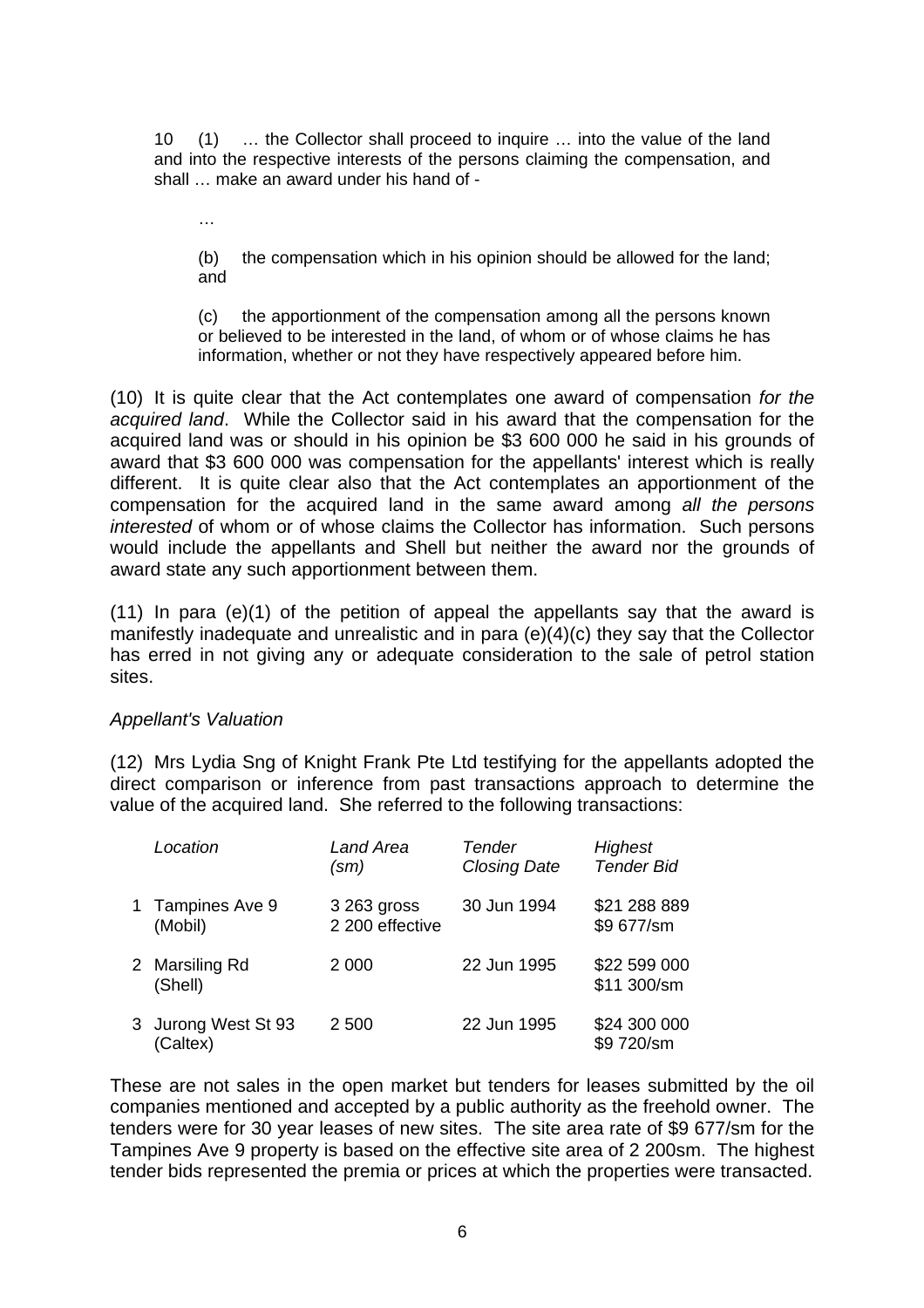> 10 (1) … the Collector shall proceed to inquire … into the value of the land and into the respective interests of the persons claiming the compensation, and shall … make an award under his hand of -
>
> …
>
> (b) the compensation which in his opinion should be allowed for the land; and
>
> (c) the apportionment of the compensation among all the persons known or believed to be interested in the land, of whom or of whose claims he has information, whether or not they have respectively appeared before him.

(10) It is quite clear that the Act contemplates one award of compensation *for the acquired land*. While the Collector said in his award that the compensation for the acquired land was or should in his opinion be $3 600 000 he said in his grounds of award that $3 600 000 was compensation for the appellants' interest which is really different. It is quite clear also that the Act contemplates an apportionment of the compensation for the acquired land in the same award among *all the persons interested* of whom or of whose claims the Collector has information. Such persons would include the appellants and Shell but neither the award nor the grounds of award state any such apportionment between them.

(11) In para (e)(1) of the petition of appeal the appellants say that the award is manifestly inadequate and unrealistic and in para (e)(4)(c) they say that the Collector has erred in not giving any or adequate consideration to the sale of petrol station sites.

*Appellant's Valuation*

(12) Mrs Lydia Sng of Knight Frank Pte Ltd testifying for the appellants adopted the direct comparison or inference from past transactions approach to determine the value of the acquired land. She referred to the following transactions:

| | *Location* | *Land Area (sm)* | *Tender Closing Date* | *Highest Tender Bid* |
|---|---|---|---|---|
| 1 | Tampines Ave 9 (Mobil) | 3 263 gross 2 200 effective | 30 Jun 1994 | $21 288 889 $9 677/sm |
| 2 | Marsiling Rd (Shell) | 2 000 | 22 Jun 1995 | $22 599 000 $11 300/sm |
| 3 | Jurong West St 93 (Caltex) | 2 500 | 22 Jun 1995 | $24 300 000 $9 720/sm |

These are not sales in the open market but tenders for leases submitted by the oil companies mentioned and accepted by a public authority as the freehold owner. The tenders were for 30 year leases of new sites. The site area rate of $9 677/sm for the Tampines Ave 9 property is based on the effective site area of 2 200sm. The highest tender bids represented the premia or prices at which the properties were transacted.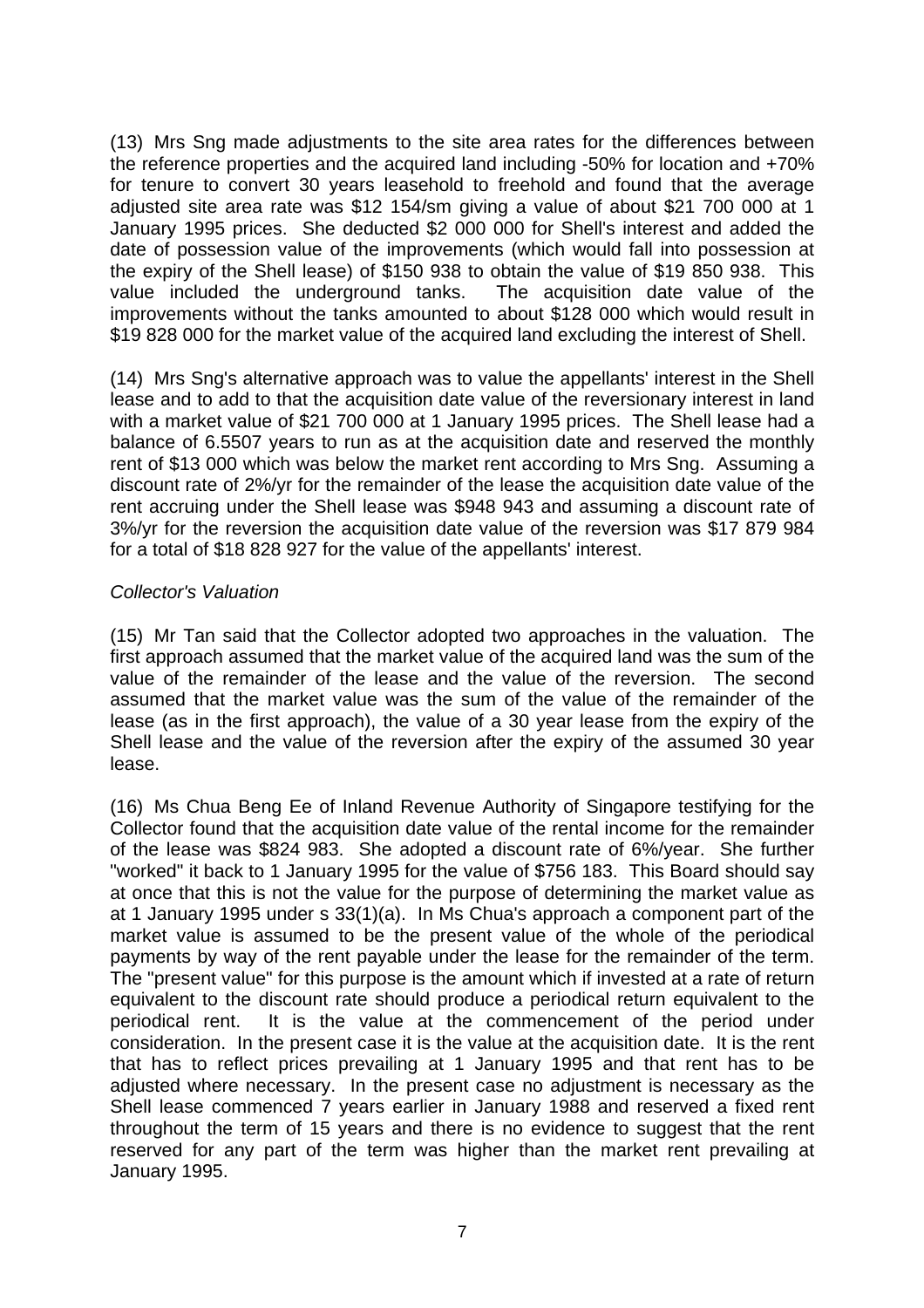(13) Mrs Sng made adjustments to the site area rates for the differences between the reference properties and the acquired land including -50% for location and +70% for tenure to convert 30 years leasehold to freehold and found that the average adjusted site area rate was $12 154/sm giving a value of about $21 700 000 at 1 January 1995 prices. She deducted $2 000 000 for Shell's interest and added the date of possession value of the improvements (which would fall into possession at the expiry of the Shell lease) of $150 938 to obtain the value of $19 850 938. This value included the underground tanks. The acquisition date value of the improvements without the tanks amounted to about $128 000 which would result in $19 828 000 for the market value of the acquired land excluding the interest of Shell.

(14) Mrs Sng's alternative approach was to value the appellants' interest in the Shell lease and to add to that the acquisition date value of the reversionary interest in land with a market value of $21 700 000 at 1 January 1995 prices. The Shell lease had a balance of 6.5507 years to run as at the acquisition date and reserved the monthly rent of $13 000 which was below the market rent according to Mrs Sng. Assuming a discount rate of 2%/yr for the remainder of the lease the acquisition date value of the rent accruing under the Shell lease was $948 943 and assuming a discount rate of 3%/yr for the reversion the acquisition date value of the reversion was $17 879 984 for a total of $18 828 927 for the value of the appellants' interest.

*Collector's Valuation*

(15) Mr Tan said that the Collector adopted two approaches in the valuation. The first approach assumed that the market value of the acquired land was the sum of the value of the remainder of the lease and the value of the reversion. The second assumed that the market value was the sum of the value of the remainder of the lease (as in the first approach), the value of a 30 year lease from the expiry of the Shell lease and the value of the reversion after the expiry of the assumed 30 year lease.

(16) Ms Chua Beng Ee of Inland Revenue Authority of Singapore testifying for the Collector found that the acquisition date value of the rental income for the remainder of the lease was $824 983. She adopted a discount rate of 6%/year. She further "worked" it back to 1 January 1995 for the value of $756 183. This Board should say at once that this is not the value for the purpose of determining the market value as at 1 January 1995 under s 33(1)(a). In Ms Chua's approach a component part of the market value is assumed to be the present value of the whole of the periodical payments by way of the rent payable under the lease for the remainder of the term. The "present value" for this purpose is the amount which if invested at a rate of return equivalent to the discount rate should produce a periodical return equivalent to the periodical rent. It is the value at the commencement of the period under consideration. In the present case it is the value at the acquisition date. It is the rent that has to reflect prices prevailing at 1 January 1995 and that rent has to be adjusted where necessary. In the present case no adjustment is necessary as the Shell lease commenced 7 years earlier in January 1988 and reserved a fixed rent throughout the term of 15 years and there is no evidence to suggest that the rent reserved for any part of the term was higher than the market rent prevailing at January 1995.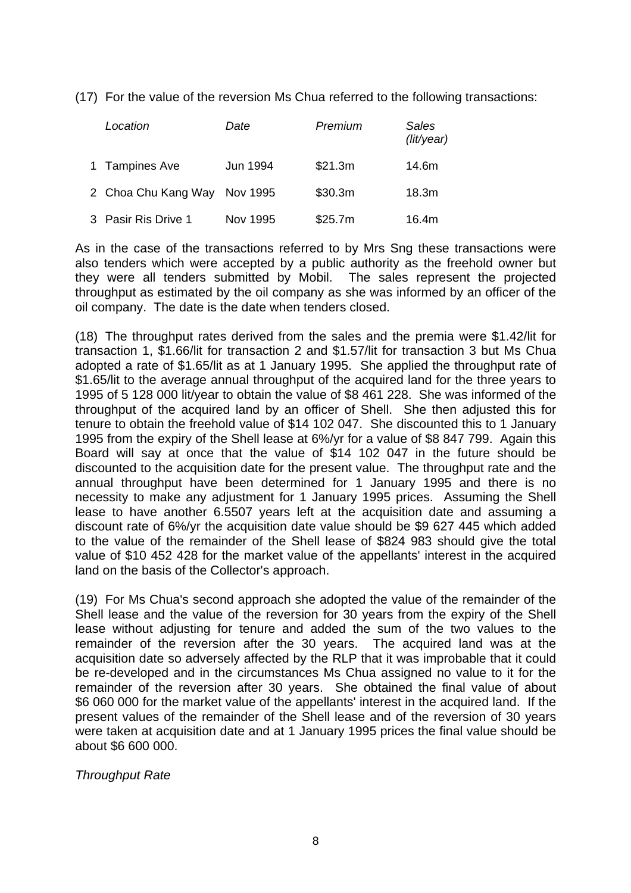(17) For the value of the reversion Ms Chua referred to the following transactions:

| | *Location* | *Date* | *Premium* | *Sales (lit/year)* |
|---|---|---|---|---|
| 1 | Tampines Ave | Jun 1994 | $21.3m | 14.6m |
| 2 | Choa Chu Kang Way | Nov 1995 | $30.3m | 18.3m |
| 3 | Pasir Ris Drive 1 | Nov 1995 | $25.7m | 16.4m |

As in the case of the transactions referred to by Mrs Sng these transactions were also tenders which were accepted by a public authority as the freehold owner but they were all tenders submitted by Mobil. The sales represent the projected throughput as estimated by the oil company as she was informed by an officer of the oil company. The date is the date when tenders closed.

(18) The throughput rates derived from the sales and the premia were $1.42/lit for transaction 1, $1.66/lit for transaction 2 and $1.57/lit for transaction 3 but Ms Chua adopted a rate of $1.65/lit as at 1 January 1995. She applied the throughput rate of $1.65/lit to the average annual throughput of the acquired land for the three years to 1995 of 5 128 000 lit/year to obtain the value of $8 461 228. She was informed of the throughput of the acquired land by an officer of Shell. She then adjusted this for tenure to obtain the freehold value of $14 102 047. She discounted this to 1 January 1995 from the expiry of the Shell lease at 6%/yr for a value of $8 847 799. Again this Board will say at once that the value of $14 102 047 in the future should be discounted to the acquisition date for the present value. The throughput rate and the annual throughput have been determined for 1 January 1995 and there is no necessity to make any adjustment for 1 January 1995 prices. Assuming the Shell lease to have another 6.5507 years left at the acquisition date and assuming a discount rate of 6%/yr the acquisition date value should be $9 627 445 which added to the value of the remainder of the Shell lease of $824 983 should give the total value of $10 452 428 for the market value of the appellants' interest in the acquired land on the basis of the Collector's approach.

(19) For Ms Chua's second approach she adopted the value of the remainder of the Shell lease and the value of the reversion for 30 years from the expiry of the Shell lease without adjusting for tenure and added the sum of the two values to the remainder of the reversion after the 30 years. The acquired land was at the acquisition date so adversely affected by the RLP that it was improbable that it could be re-developed and in the circumstances Ms Chua assigned no value to it for the remainder of the reversion after 30 years. She obtained the final value of about $6 060 000 for the market value of the appellants' interest in the acquired land. If the present values of the remainder of the Shell lease and of the reversion of 30 years were taken at acquisition date and at 1 January 1995 prices the final value should be about $6 600 000.

*Throughput Rate*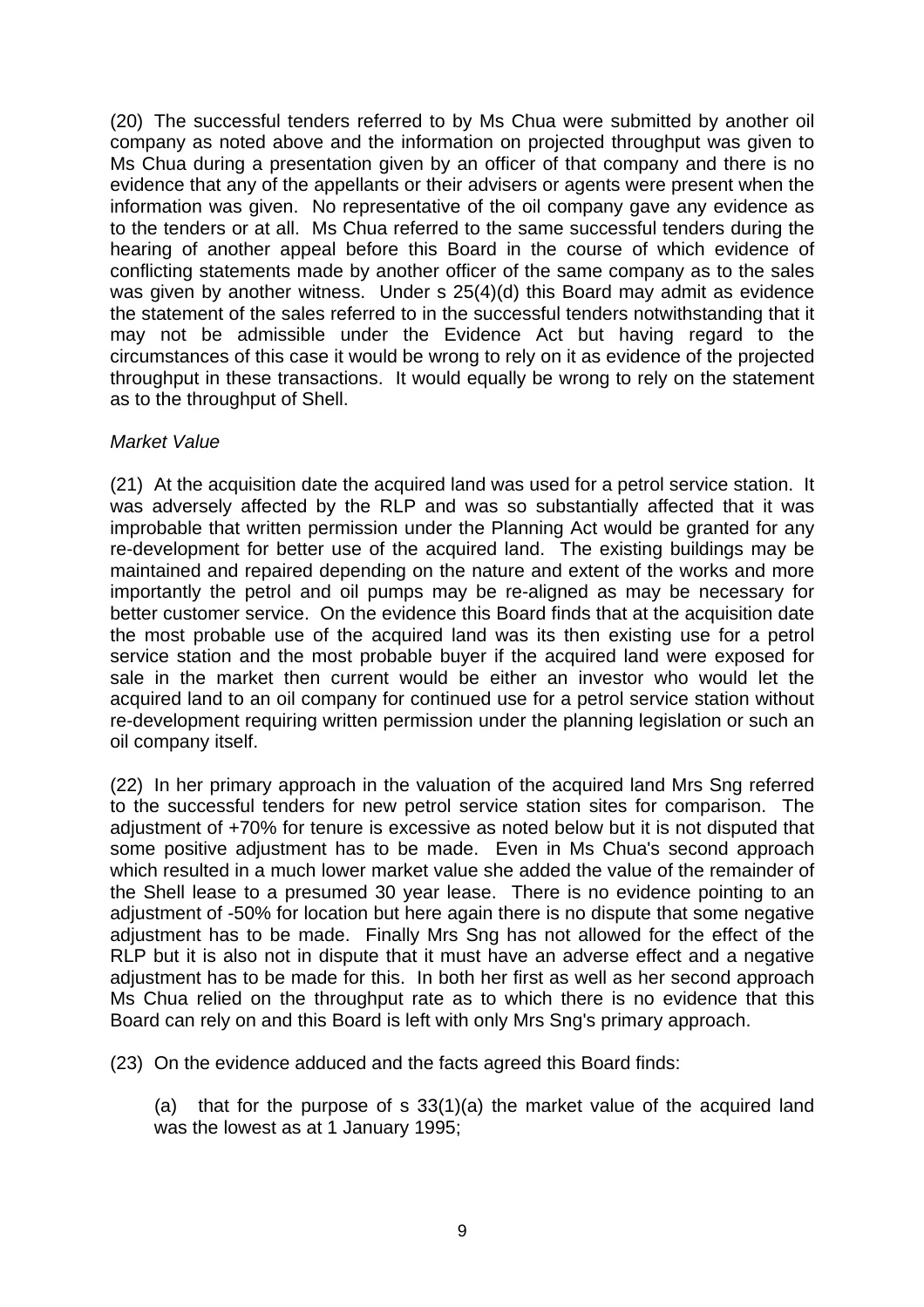(20) The successful tenders referred to by Ms Chua were submitted by another oil company as noted above and the information on projected throughput was given to Ms Chua during a presentation given by an officer of that company and there is no evidence that any of the appellants or their advisers or agents were present when the information was given. No representative of the oil company gave any evidence as to the tenders or at all. Ms Chua referred to the same successful tenders during the hearing of another appeal before this Board in the course of which evidence of conflicting statements made by another officer of the same company as to the sales was given by another witness. Under s 25(4)(d) this Board may admit as evidence the statement of the sales referred to in the successful tenders notwithstanding that it may not be admissible under the Evidence Act but having regard to the circumstances of this case it would be wrong to rely on it as evidence of the projected throughput in these transactions. It would equally be wrong to rely on the statement as to the throughput of Shell.

*Market Value*

(21) At the acquisition date the acquired land was used for a petrol service station. It was adversely affected by the RLP and was so substantially affected that it was improbable that written permission under the Planning Act would be granted for any re-development for better use of the acquired land. The existing buildings may be maintained and repaired depending on the nature and extent of the works and more importantly the petrol and oil pumps may be re-aligned as may be necessary for better customer service. On the evidence this Board finds that at the acquisition date the most probable use of the acquired land was its then existing use for a petrol service station and the most probable buyer if the acquired land were exposed for sale in the market then current would be either an investor who would let the acquired land to an oil company for continued use for a petrol service station without re-development requiring written permission under the planning legislation or such an oil company itself.

(22) In her primary approach in the valuation of the acquired land Mrs Sng referred to the successful tenders for new petrol service station sites for comparison. The adjustment of +70% for tenure is excessive as noted below but it is not disputed that some positive adjustment has to be made. Even in Ms Chua's second approach which resulted in a much lower market value she added the value of the remainder of the Shell lease to a presumed 30 year lease. There is no evidence pointing to an adjustment of -50% for location but here again there is no dispute that some negative adjustment has to be made. Finally Mrs Sng has not allowed for the effect of the RLP but it is also not in dispute that it must have an adverse effect and a negative adjustment has to be made for this. In both her first as well as her second approach Ms Chua relied on the throughput rate as to which there is no evidence that this Board can rely on and this Board is left with only Mrs Sng's primary approach.

(23) On the evidence adduced and the facts agreed this Board finds:

(a) that for the purpose of s 33(1)(a) the market value of the acquired land was the lowest as at 1 January 1995;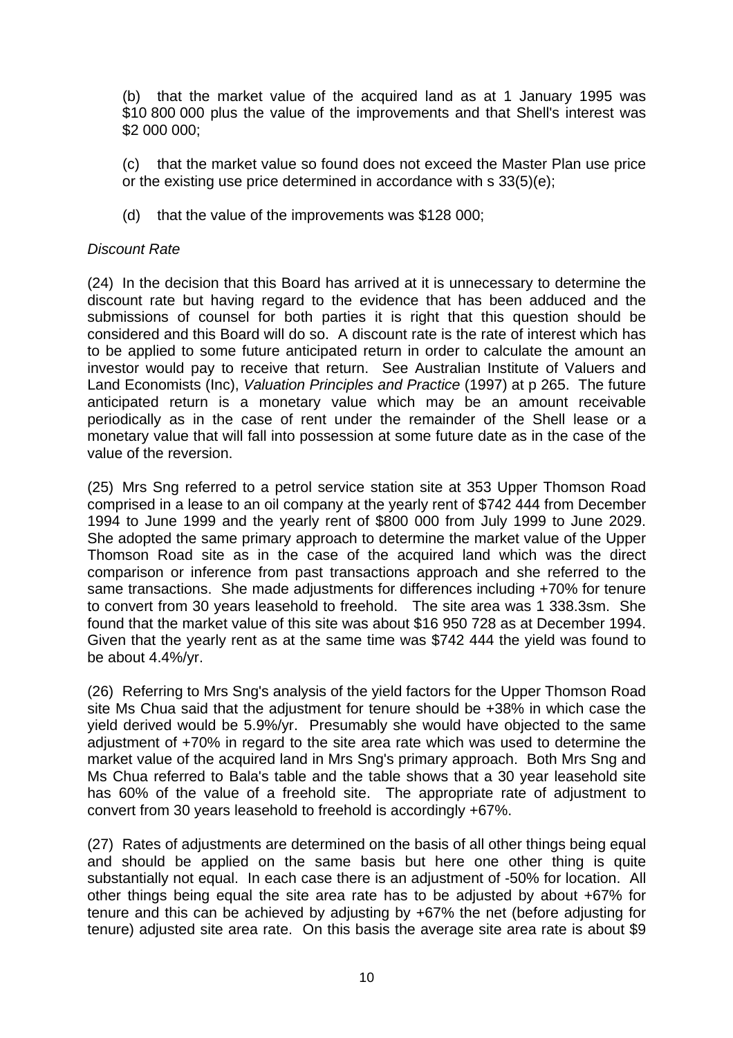(b) that the market value of the acquired land as at 1 January 1995 was $10 800 000 plus the value of the improvements and that Shell's interest was $2 000 000;

(c) that the market value so found does not exceed the Master Plan use price or the existing use price determined in accordance with s 33(5)(e);

(d) that the value of the improvements was $128 000;

*Discount Rate*

(24) In the decision that this Board has arrived at it is unnecessary to determine the discount rate but having regard to the evidence that has been adduced and the submissions of counsel for both parties it is right that this question should be considered and this Board will do so. A discount rate is the rate of interest which has to be applied to some future anticipated return in order to calculate the amount an investor would pay to receive that return. See Australian Institute of Valuers and Land Economists (Inc), *Valuation Principles and Practice* (1997) at p 265. The future anticipated return is a monetary value which may be an amount receivable periodically as in the case of rent under the remainder of the Shell lease or a monetary value that will fall into possession at some future date as in the case of the value of the reversion.

(25) Mrs Sng referred to a petrol service station site at 353 Upper Thomson Road comprised in a lease to an oil company at the yearly rent of $742 444 from December 1994 to June 1999 and the yearly rent of $800 000 from July 1999 to June 2029. She adopted the same primary approach to determine the market value of the Upper Thomson Road site as in the case of the acquired land which was the direct comparison or inference from past transactions approach and she referred to the same transactions. She made adjustments for differences including +70% for tenure to convert from 30 years leasehold to freehold. The site area was 1 338.3sm. She found that the market value of this site was about $16 950 728 as at December 1994. Given that the yearly rent as at the same time was $742 444 the yield was found to be about 4.4%/yr.

(26) Referring to Mrs Sng's analysis of the yield factors for the Upper Thomson Road site Ms Chua said that the adjustment for tenure should be +38% in which case the yield derived would be 5.9%/yr. Presumably she would have objected to the same adjustment of +70% in regard to the site area rate which was used to determine the market value of the acquired land in Mrs Sng's primary approach. Both Mrs Sng and Ms Chua referred to Bala's table and the table shows that a 30 year leasehold site has 60% of the value of a freehold site. The appropriate rate of adjustment to convert from 30 years leasehold to freehold is accordingly +67%.

(27) Rates of adjustments are determined on the basis of all other things being equal and should be applied on the same basis but here one other thing is quite substantially not equal. In each case there is an adjustment of -50% for location. All other things being equal the site area rate has to be adjusted by about +67% for tenure and this can be achieved by adjusting by +67% the net (before adjusting for tenure) adjusted site area rate. On this basis the average site area rate is about $9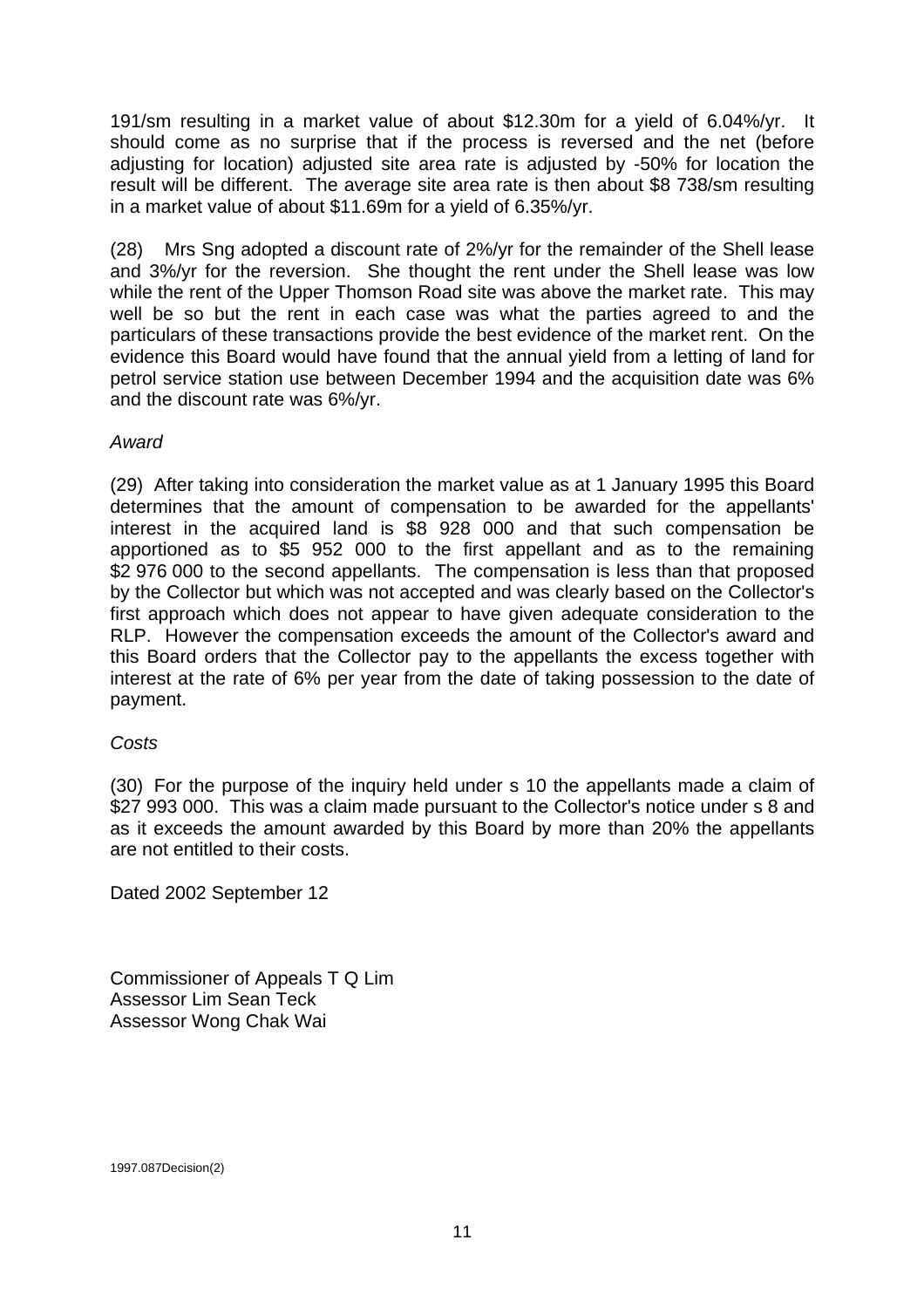191/sm resulting in a market value of about $12.30m for a yield of 6.04%/yr. It should come as no surprise that if the process is reversed and the net (before adjusting for location) adjusted site area rate is adjusted by -50% for location the result will be different. The average site area rate is then about $8 738/sm resulting in a market value of about $11.69m for a yield of 6.35%/yr.

(28) Mrs Sng adopted a discount rate of 2%/yr for the remainder of the Shell lease and 3%/yr for the reversion. She thought the rent under the Shell lease was low while the rent of the Upper Thomson Road site was above the market rate. This may well be so but the rent in each case was what the parties agreed to and the particulars of these transactions provide the best evidence of the market rent. On the evidence this Board would have found that the annual yield from a letting of land for petrol service station use between December 1994 and the acquisition date was 6% and the discount rate was 6%/yr.

*Award*

(29) After taking into consideration the market value as at 1 January 1995 this Board determines that the amount of compensation to be awarded for the appellants' interest in the acquired land is $8 928 000 and that such compensation be apportioned as to $5 952 000 to the first appellant and as to the remaining $2 976 000 to the second appellants. The compensation is less than that proposed by the Collector but which was not accepted and was clearly based on the Collector's first approach which does not appear to have given adequate consideration to the RLP. However the compensation exceeds the amount of the Collector's award and this Board orders that the Collector pay to the appellants the excess together with interest at the rate of 6% per year from the date of taking possession to the date of payment.

*Costs*

(30) For the purpose of the inquiry held under s 10 the appellants made a claim of $27 993 000. This was a claim made pursuant to the Collector's notice under s 8 and as it exceeds the amount awarded by this Board by more than 20% the appellants are not entitled to their costs.

Dated 2002 September 12

Commissioner of Appeals T Q Lim
Assessor Lim Sean Teck
Assessor Wong Chak Wai

1997.087Decision(2)